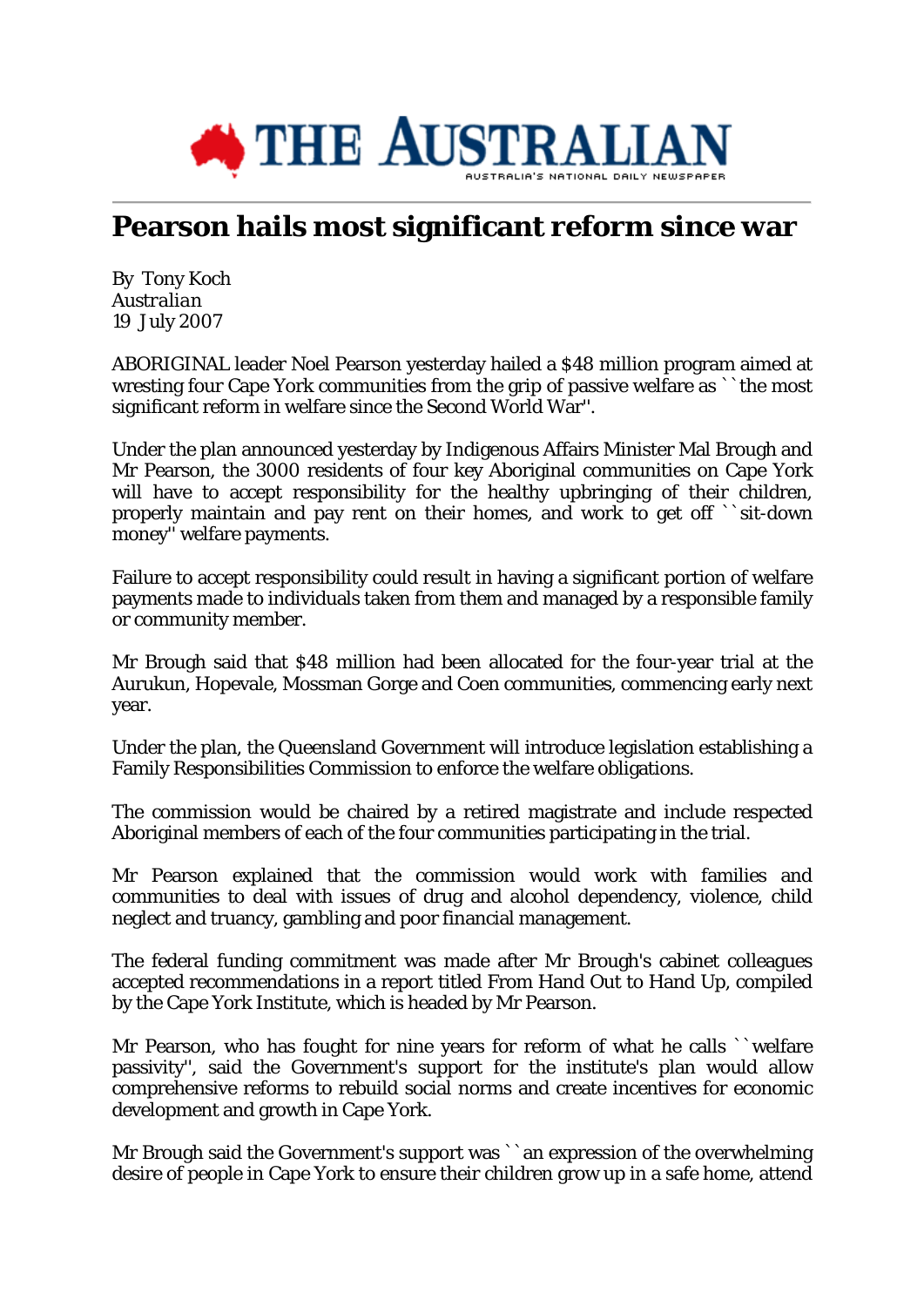# Pearson hails most significant reform since war

By Tony Koch
*Australian*
19 July 2007

ABORIGINAL leader Noel Pearson yesterday hailed a $48 million program aimed at wresting four Cape York communities from the grip of passive welfare as ``the most significant reform in welfare since the Second World War''.

Under the plan announced yesterday by Indigenous Affairs Minister Mal Brough and Mr Pearson, the 3000 residents of four key Aboriginal communities on Cape York will have to accept responsibility for the healthy upbringing of their children, properly maintain and pay rent on their homes, and work to get off ``sit-down money'' welfare payments.

Failure to accept responsibility could result in having a significant portion of welfare payments made to individuals taken from them and managed by a responsible family or community member.

Mr Brough said that $48 million had been allocated for the four-year trial at the Aurukun, Hopevale, Mossman Gorge and Coen communities, commencing early next year.

Under the plan, the Queensland Government will introduce legislation establishing a Family Responsibilities Commission to enforce the welfare obligations.

The commission would be chaired by a retired magistrate and include respected Aboriginal members of each of the four communities participating in the trial.

Mr Pearson explained that the commission would work with families and communities to deal with issues of drug and alcohol dependency, violence, child neglect and truancy, gambling and poor financial management.

The federal funding commitment was made after Mr Brough's cabinet colleagues accepted recommendations in a report titled From Hand Out to Hand Up, compiled by the Cape York Institute, which is headed by Mr Pearson.

Mr Pearson, who has fought for nine years for reform of what he calls ``welfare passivity'', said the Government's support for the institute's plan would allow comprehensive reforms to rebuild social norms and create incentives for economic development and growth in Cape York.

Mr Brough said the Government's support was ``an expression of the overwhelming desire of people in Cape York to ensure their children grow up in a safe home, attend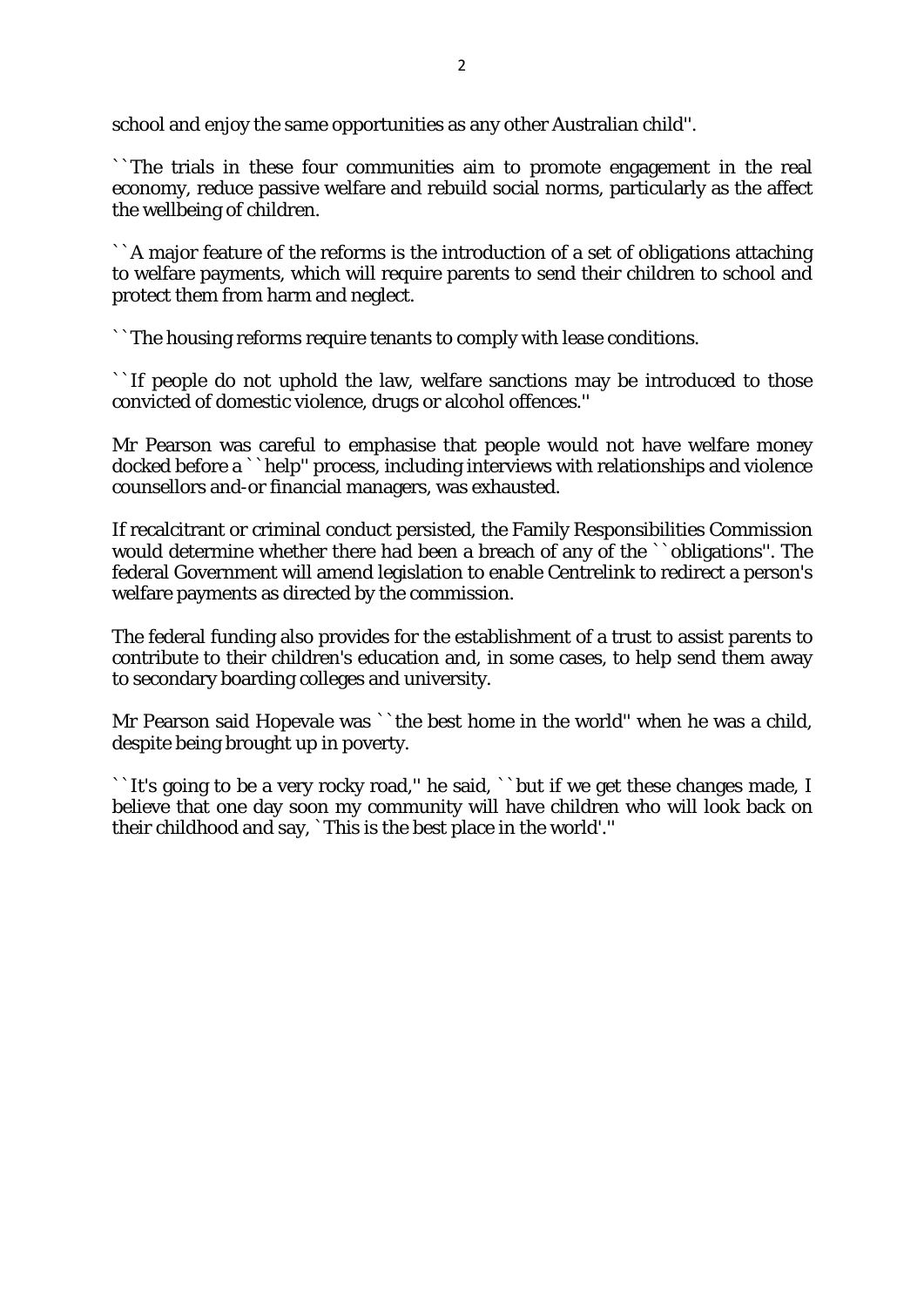school and enjoy the same opportunities as any other Australian child''.

``The trials in these four communities aim to promote engagement in the real economy, reduce passive welfare and rebuild social norms, particularly as the affect the wellbeing of children.

``A major feature of the reforms is the introduction of a set of obligations attaching to welfare payments, which will require parents to send their children to school and protect them from harm and neglect.

``The housing reforms require tenants to comply with lease conditions.

``If people do not uphold the law, welfare sanctions may be introduced to those convicted of domestic violence, drugs or alcohol offences.''

Mr Pearson was careful to emphasise that people would not have welfare money docked before a ``help'' process, including interviews with relationships and violence counsellors and-or financial managers, was exhausted.

If recalcitrant or criminal conduct persisted, the Family Responsibilities Commission would determine whether there had been a breach of any of the ``obligations''. The federal Government will amend legislation to enable Centrelink to redirect a person's welfare payments as directed by the commission.

The federal funding also provides for the establishment of a trust to assist parents to contribute to their children's education and, in some cases, to help send them away to secondary boarding colleges and university.

Mr Pearson said Hopevale was ``the best home in the world'' when he was a child, despite being brought up in poverty.

``It's going to be a very rocky road,'' he said, ``but if we get these changes made, I believe that one day soon my community will have children who will look back on their childhood and say, `This is the best place in the world'.''